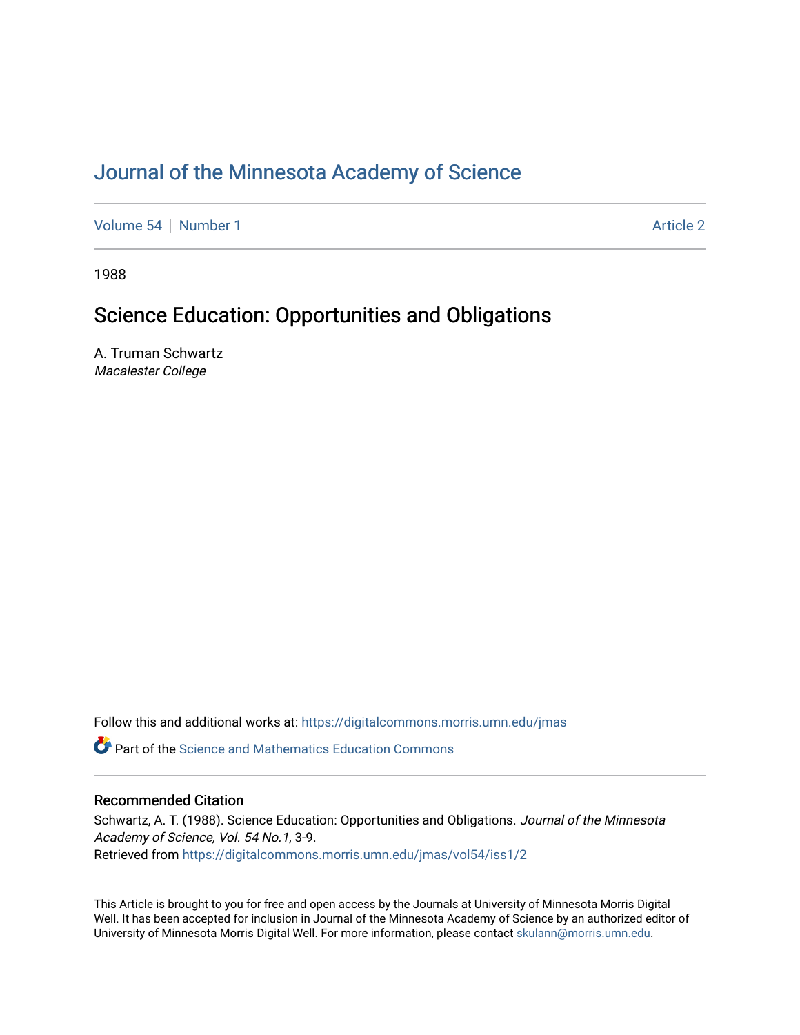# Journal of the Minnesota Academy of Science

Volume 54 | Number 1 Article 2

1988

## Science Education: Opportunities and Obligations

A. Truman Schwartz
*Macalester College*

Follow this and additional works at: https://digitalcommons.morris.umn.edu/jmas

Part of the Science and Mathematics Education Commons

### Recommended Citation

Schwartz, A. T. (1988). Science Education: Opportunities and Obligations. *Journal of the Minnesota Academy of Science, Vol. 54 No.1*, 3-9.
Retrieved from https://digitalcommons.morris.umn.edu/jmas/vol54/iss1/2

This Article is brought to you for free and open access by the Journals at University of Minnesota Morris Digital Well. It has been accepted for inclusion in Journal of the Minnesota Academy of Science by an authorized editor of University of Minnesota Morris Digital Well. For more information, please contact skulann@morris.umn.edu.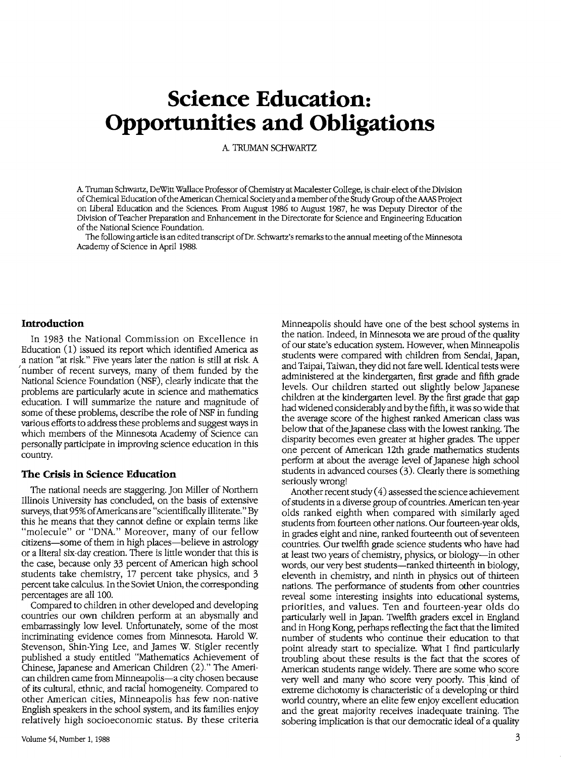# Science Education: Opportunities and Obligations

A. TRUMAN SCHWARTZ

A. Truman Schwartz, DeWitt Wallace Professor of Chemistry at Macalester College, is chair-elect of the Division of Chemical Education of the American Chemical Society and a member of the Study Group of the AAAS Project on Liberal Education and the Sciences. From August 1986 to August 1987, he was Deputy Director of the Division of Teacher Preparation and Enhancement in the Directorate for Science and Engineering Education of the National Science Foundation.

The following article is an edited transcript of Dr. Schwartz's remarks to the annual meeting of the Minnesota Academy of Science in April 1988.

## Introduction

In 1983 the National Commission on Excellence in Education (1) issued its report which identified America as a nation "at risk." Five years later the nation is still at risk. A number of recent surveys, many of them funded by the National Science Foundation (NSF), clearly indicate that the problems are particularly acute in science and mathematics education. I will summarize the nature and magnitude of some of these problems, describe the role of NSF in funding various efforts to address these problems and suggest ways in which members of the Minnesota Academy of Science can personally participate in improving science education in this country.

## The Crisis in Science Education

The national needs are staggering. Jon Miller of Northern Illinois University has concluded, on the basis of extensive surveys, that 95% of Americans are "scientifically illiterate." By this he means that they cannot define or explain terms like "molecule" or "DNA." Moreover, many of our fellow citizens—some of them in high places—believe in astrology or a literal six-day creation. There is little wonder that this is the case, because only 33 percent of American high school students take chemistry, 17 percent take physics, and 3 percent take calculus. In the Soviet Union, the corresponding percentages are all 100.

Compared to children in other developed and developing countries our own children perform at an abysmally and embarrassingly low level. Unfortunately, some of the most incriminating evidence comes from Minnesota. Harold W. Stevenson, Shin-Ying Lee, and James W. Stigler recently published a study entitled "Mathematics Achievement of Chinese, Japanese and American Children (2)." The American children came from Minneapolis—a city chosen because of its cultural, ethnic, and racial homogeneity. Compared to other American cities, Minneapolis has few non-native English speakers in the school system, and its families enjoy relatively high socioeconomic status. By these criteria Minneapolis should have one of the best school systems in the nation. Indeed, in Minnesota we are proud of the quality of our state's education system. However, when Minneapolis students were compared with children from Sendai, Japan, and Taipai, Taiwan, they did not fare well. Identical tests were administered at the kindergarten, first grade and fifth grade levels. Our children started out slightly below Japanese children at the kindergarten level. By the first grade that gap had widened considerably and by the fifth, it was so wide that the average score of the highest ranked American class was below that of the Japanese class with the lowest ranking. The disparity becomes even greater at higher grades. The upper one percent of American 12th grade mathematics students perform at about the average level of Japanese high school students in advanced courses (3). Clearly there is something seriously wrong!

Another recent study (4) assessed the science achievement of students in a diverse group of countries. American ten-year olds ranked eighth when compared with similarly aged students from fourteen other nations. Our fourteen-year olds, in grades eight and nine, ranked fourteenth out of seventeen countries. Our twelfth grade science students who have had at least two years of chemistry, physics, or biology—in other words, our very best students—ranked thirteenth in biology, eleventh in chemistry, and ninth in physics out of thirteen nations. The performance of students from other countries reveal some interesting insights into educational systems, priorities, and values. Ten and fourteen-year olds do particularly well in Japan. Twelfth graders excel in England and in Hong Kong, perhaps reflecting the fact that the limited number of students who continue their education to that point already start to specialize. What I find particularly troubling about these results is the fact that the scores of American students range widely. There are some who score very well and many who score very poorly. This kind of extreme dichotomy is characteristic of a developing or third world country, where an elite few enjoy excellent education and the great majority receives inadequate training. The sobering implication is that our democratic ideal of a quality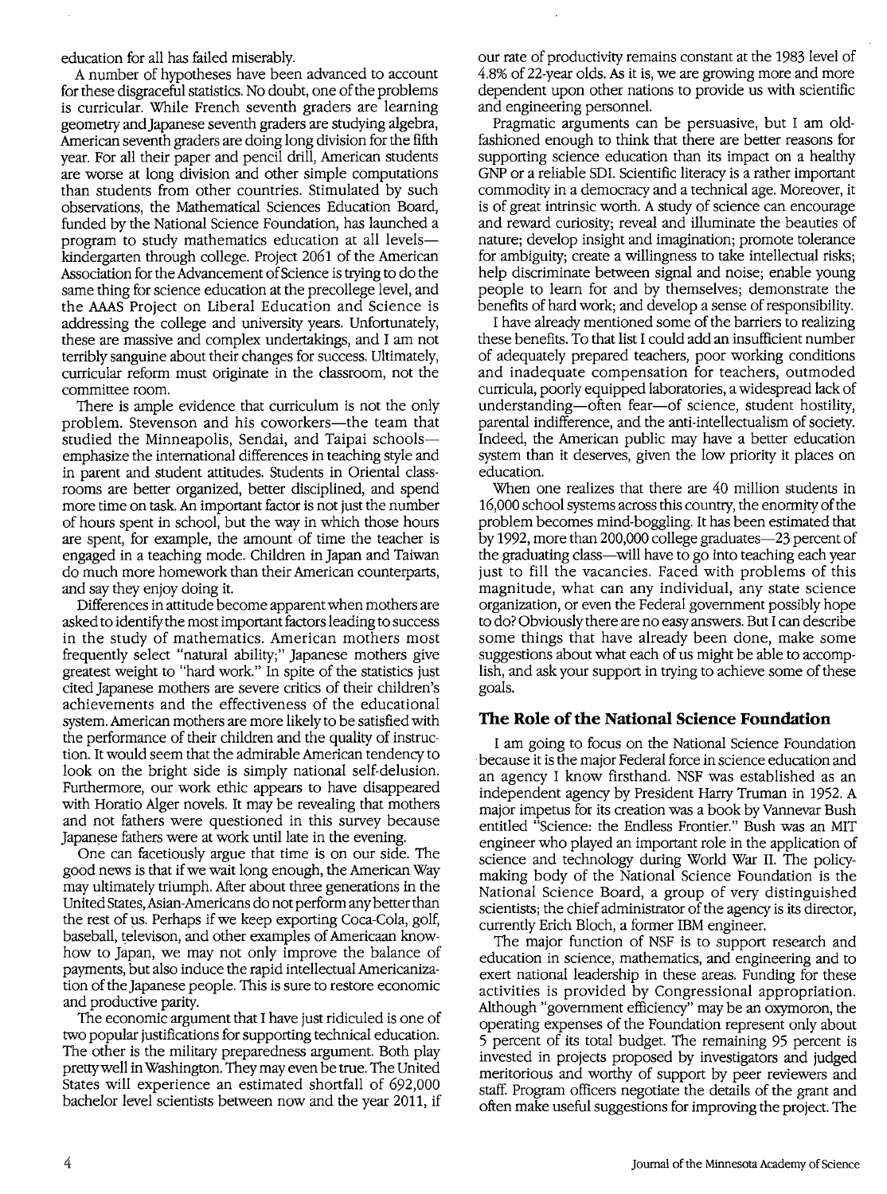education for all has failed miserably.

A number of hypotheses have been advanced to account for these disgraceful statistics. No doubt, one of the problems is curricular. While French seventh graders are learning geometry and Japanese seventh graders are studying algebra, American seventh graders are doing long division for the fifth year. For all their paper and pencil drill, American students are worse at long division and other simple computations than students from other countries. Stimulated by such observations, the Mathematical Sciences Education Board, funded by the National Science Foundation, has launched a program to study mathematics education at all levels—kindergarten through college. Project 2061 of the American Association for the Advancement of Science is trying to do the same thing for science education at the precollege level, and the AAAS Project on Liberal Education and Science is addressing the college and university years. Unfortunately, these are massive and complex undertakings, and I am not terribly sanguine about their changes for success. Ultimately, curricular reform must originate in the classroom, not the committee room.

There is ample evidence that curriculum is not the only problem. Stevenson and his coworkers—the team that studied the Minneapolis, Sendai, and Taipai schools—emphasize the international differences in teaching style and in parent and student attitudes. Students in Oriental classrooms are better organized, better disciplined, and spend more time on task. An important factor is not just the number of hours spent in school, but the way in which those hours are spent, for example, the amount of time the teacher is engaged in a teaching mode. Children in Japan and Taiwan do much more homework than their American counterparts, and say they enjoy doing it.

Differences in attitude become apparent when mothers are asked to identify the most important factors leading to success in the study of mathematics. American mothers most frequently select "natural ability;" Japanese mothers give greatest weight to "hard work." In spite of the statistics just cited Japanese mothers are severe critics of their children's achievements and the effectiveness of the educational system. American mothers are more likely to be satisfied with the performance of their children and the quality of instruction. It would seem that the admirable American tendency to look on the bright side is simply national self-delusion. Furthermore, our work ethic appears to have disappeared with Horatio Alger novels. It may be revealing that mothers and not fathers were questioned in this survey because Japanese fathers were at work until late in the evening.

One can facetiously argue that time is on our side. The good news is that if we wait long enough, the American Way may ultimately triumph. After about three generations in the United States, Asian-Americans do not perform any better than the rest of us. Perhaps if we keep exporting Coca-Cola, golf, baseball, televison, and other examples of Americaan know-how to Japan, we may not only improve the balance of payments, but also induce the rapid intellectual Americanization of the Japanese people. This is sure to restore economic and productive parity.

The economic argument that I have just ridiculed is one of two popular justifications for supporting technical education. The other is the military preparedness argument. Both play pretty well in Washington. They may even be true. The United States will experience an estimated shortfall of 692,000 bachelor level scientists between now and the year 2011, if our rate of productivity remains constant at the 1983 level of 4.8% of 22-year olds. As it is, we are growing more and more dependent upon other nations to provide us with scientific and engineering personnel.

Pragmatic arguments can be persuasive, but I am old-fashioned enough to think that there are better reasons for supporting science education than its impact on a healthy GNP or a reliable SDI. Scientific literacy is a rather important commodity in a democracy and a technical age. Moreover, it is of great intrinsic worth. A study of science can encourage and reward curiosity; reveal and illuminate the beauties of nature; develop insight and imagination; promote tolerance for ambiguity; create a willingness to take intellectual risks; help discriminate between signal and noise; enable young people to learn for and by themselves; demonstrate the benefits of hard work; and develop a sense of responsibility.

I have already mentioned some of the barriers to realizing these benefits. To that list I could add an insufficient number of adequately prepared teachers, poor working conditions and inadequate compensation for teachers, outmoded curricula, poorly equipped laboratories, a widespread lack of understanding—often fear—of science, student hostility, parental indifference, and the anti-intellectualism of society. Indeed, the American public may have a better education system than it deserves, given the low priority it places on education.

When one realizes that there are 40 million students in 16,000 school systems across this country, the enormity of the problem becomes mind-boggling. It has been estimated that by 1992, more than 200,000 college graduates—23 percent of the graduating class—will have to go into teaching each year just to fill the vacancies. Faced with problems of this magnitude, what can any individual, any state science organization, or even the Federal government possibly hope to do? Obviously there are no easy answers. But I can describe some things that have already been done, make some suggestions about what each of us might be able to accomplish, and ask your support in trying to achieve some of these goals.

## The Role of the National Science Foundation

I am going to focus on the National Science Foundation because it is the major Federal force in science education and an agency I know firsthand. NSF was established as an independent agency by President Harry Truman in 1952. A major impetus for its creation was a book by Vannevar Bush entitled "Science: the Endless Frontier." Bush was an MIT engineer who played an important role in the application of science and technology during World War II. The policy-making body of the National Science Foundation is the National Science Board, a group of very distinguished scientists; the chief administrator of the agency is its director, currently Erich Bloch, a former IBM engineer.

The major function of NSF is to support research and education in science, mathematics, and engineering and to exert national leadership in these areas. Funding for these activities is provided by Congressional appropriation. Although "government efficiency" may be an oxymoron, the operating expenses of the Foundation represent only about 5 percent of its total budget. The remaining 95 percent is invested in projects proposed by investigators and judged meritorious and worthy of support by peer reviewers and staff. Program officers negotiate the details of the grant and often make useful suggestions for improving the project. The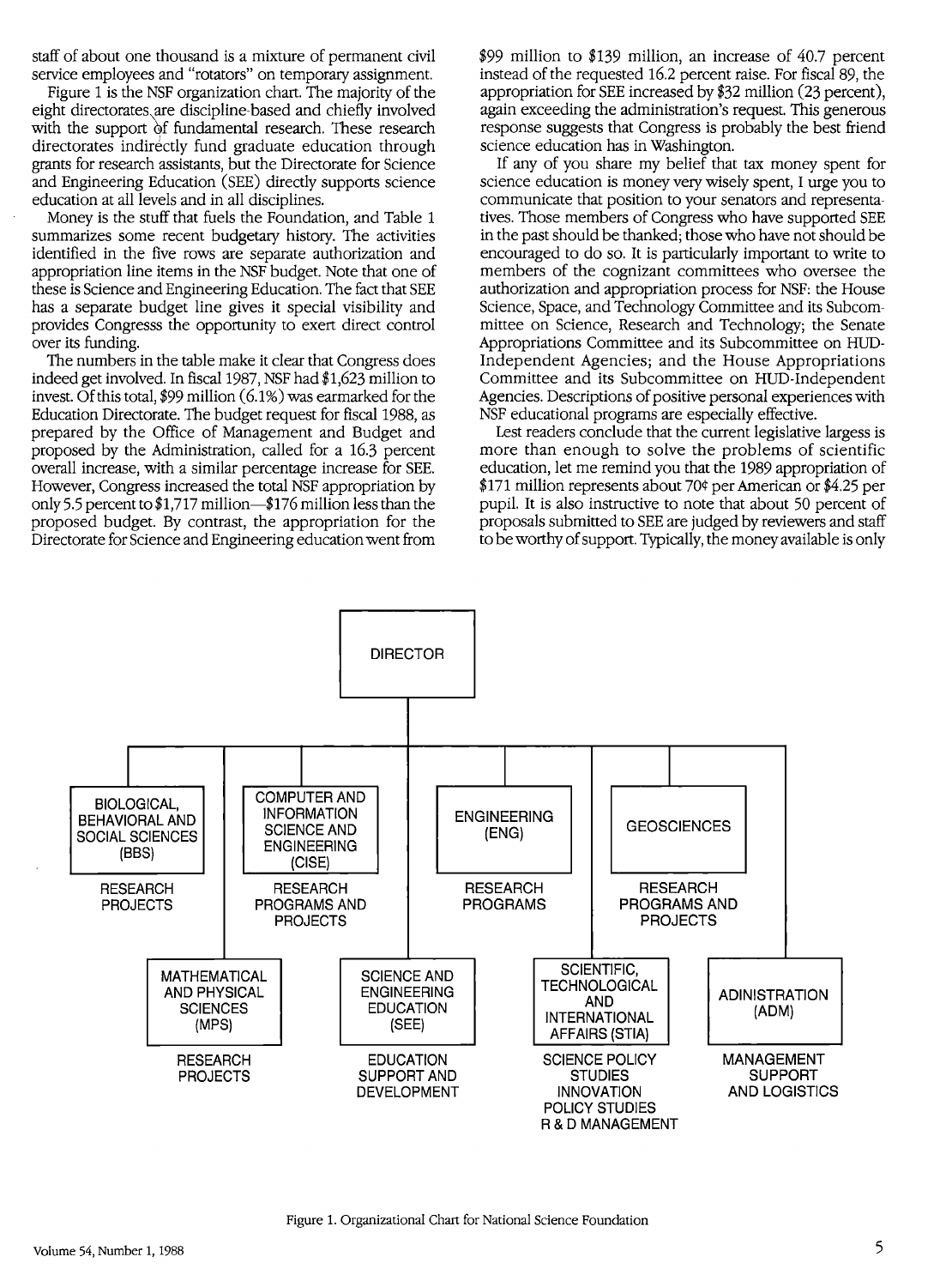staff of about one thousand is a mixture of permanent civil service employees and "rotators" on temporary assignment.

Figure 1 is the NSF organization chart. The majority of the eight directorates are discipline-based and chiefly involved with the support of fundamental research. These research directorates indirectly fund graduate education through grants for research assistants, but the Directorate for Science and Engineering Education (SEE) directly supports science education at all levels and in all disciplines.

Money is the stuff that fuels the Foundation, and Table 1 summarizes some recent budgetary history. The activities identified in the five rows are separate authorization and appropriation line items in the NSF budget. Note that one of these is Science and Engineering Education. The fact that SEE has a separate budget line gives it special visibility and provides Congresss the opportunity to exert direct control over its funding.

The numbers in the table make it clear that Congress does indeed get involved. In fiscal 1987, NSF had $1,623 million to invest. Of this total, $99 million (6.1%) was earmarked for the Education Directorate. The budget request for fiscal 1988, as prepared by the Office of Management and Budget and proposed by the Administration, called for a 16.3 percent overall increase, with a similar percentage increase for SEE. However, Congress increased the total NSF appropriation by only 5.5 percent to $1,717 million—$176 million less than the proposed budget. By contrast, the appropriation for the Directorate for Science and Engineering education went from $99 million to $139 million, an increase of 40.7 percent instead of the requested 16.2 percent raise. For fiscal 89, the appropriation for SEE increased by $32 million (23 percent), again exceeding the administration's request. This generous response suggests that Congress is probably the best friend science education has in Washington.

If any of you share my belief that tax money spent for science education is money very wisely spent, I urge you to communicate that position to your senators and representatives. Those members of Congress who have supported SEE in the past should be thanked; those who have not should be encouraged to do so. It is particularly important to write to members of the cognizant committees who oversee the authorization and appropriation process for NSF: the House Science, Space, and Technology Committee and its Subcommittee on Science, Research and Technology; the Senate Appropriations Committee and its Subcommittee on HUD-Independent Agencies; and the House Appropriations Committee and its Subcommittee on HUD-Independent Agencies. Descriptions of positive personal experiences with NSF educational programs are especially effective.

Lest readers conclude that the current legislative largess is more than enough to solve the problems of scientific education, let me remind you that the 1989 appropriation of $171 million represents about 70¢ per American or $4.25 per pupil. It is also instructive to note that about 50 percent of proposals submitted to SEE are judged by reviewers and staff to be worthy of support. Typically, the money available is only

- DIRECTOR
  - BIOLOGICAL, BEHAVIORAL AND SOCIAL SCIENCES (BBS) — RESEARCH PROJECTS
  - COMPUTER AND INFORMATION SCIENCE AND ENGINEERING (CISE) — RESEARCH PROGRAMS AND PROJECTS
  - ENGINEERING (ENG) — RESEARCH PROGRAMS
  - GEOSCIENCES — RESEARCH PROGRAMS AND PROJECTS
  - MATHEMATICAL AND PHYSICAL SCIENCES (MPS) — RESEARCH PROJECTS
  - SCIENCE AND ENGINEERING EDUCATION (SEE) — EDUCATION SUPPORT AND DEVELOPMENT
  - SCIENTIFIC, TECHNOLOGICAL AND INTERNATIONAL AFFAIRS (STIA) — SCIENCE POLICY STUDIES, INNOVATION POLICY STUDIES, R & D MANAGEMENT
  - ADINISTRATION (ADM) — MANAGEMENT SUPPORT AND LOGISTICS

Figure 1. Organizational Chart for National Science Foundation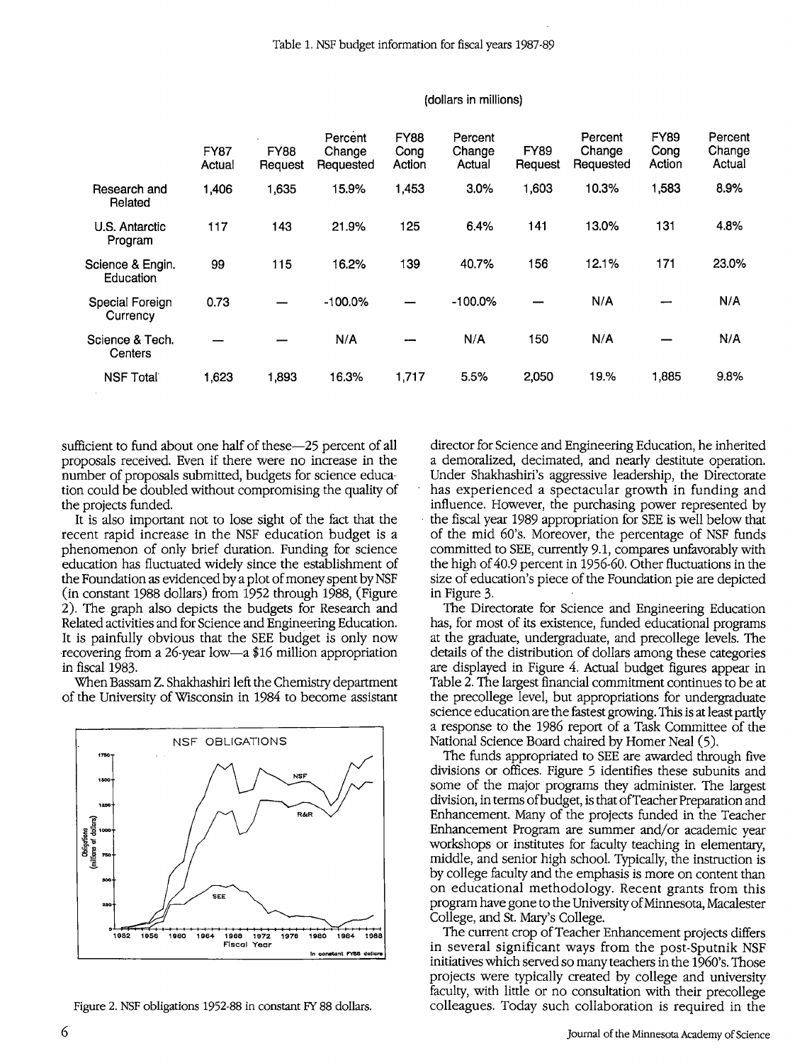Table 1. NSF budget information for fiscal years 1987-89

(dollars in millions)

| | FY87 Actual | FY88 Request | Percent Change Requested | FY88 Cong Action | Percent Change Actual | FY89 Request | Percent Change Requested | FY89 Cong Action | Percent Change Actual |
|---|---|---|---|---|---|---|---|---|---|
| Research and Related | 1,406 | 1,635 | 15.9% | 1,453 | 3.0% | 1,603 | 10.3% | 1,583 | 8.9% |
| U.S. Antarctic Program | 117 | 143 | 21.9% | 125 | 6.4% | 141 | 13.0% | 131 | 4.8% |
| Science & Engin. Education | 99 | 115 | 16.2% | 139 | 40.7% | 156 | 12.1% | 171 | 23.0% |
| Special Foreign Currency | 0.73 | — | -100.0% | — | -100.0% | — | N/A | — | N/A |
| Science & Tech. Centers | — | — | N/A | — | N/A | 150 | N/A | — | N/A |
| NSF Total | 1,623 | 1,893 | 16.3% | 1,717 | 5.5% | 2,050 | 19.% | 1,885 | 9.8% |

sufficient to fund about one half of these—25 percent of all proposals received. Even if there were no increase in the number of proposals submitted, budgets for science education could be doubled without compromising the quality of the projects funded.

It is also important not to lose sight of the fact that the recent rapid increase in the NSF education budget is a phenomenon of only brief duration. Funding for science education has fluctuated widely since the establishment of the Foundation as evidenced by a plot of money spent by NSF (in constant 1988 dollars) from 1952 through 1988, (Figure 2). The graph also depicts the budgets for Research and Related activities and for Science and Engineering Education. It is painfully obvious that the SEE budget is only now recovering from a 26-year low—a $16 million appropriation in fiscal 1983.

When Bassam Z. Shakhashiri left the Chemistry department of the University of Wisconsin in 1984 to become assistant director for Science and Engineering Education, he inherited a demoralized, decimated, and nearly destitute operation. Under Shakhashiri's aggressive leadership, the Directorate has experienced a spectacular growth in funding and influence. However, the purchasing power represented by the fiscal year 1989 appropriation for SEE is well below that of the mid 60's. Moreover, the percentage of NSF funds committed to SEE, currently 9.1, compares unfavorably with the high of 40.9 percent in 1956-60. Other fluctuations in the size of education's piece of the Foundation pie are depicted in Figure 3.

Figure 2. NSF obligations 1952-88 in constant FY 88 dollars.

The Directorate for Science and Engineering Education has, for most of its existence, funded educational programs at the graduate, undergraduate, and precollege levels. The details of the distribution of dollars among these categories are displayed in Figure 4. Actual budget figures appear in Table 2. The largest financial commitment continues to be at the precollege level, but appropriations for undergraduate science education are the fastest growing. This is at least partly a response to the 1986 report of a Task Committee of the National Science Board chaired by Homer Neal (5).

The funds appropriated to SEE are awarded through five divisions or offices. Figure 5 identifies these subunits and some of the major programs they administer. The largest division, in terms of budget, is that of Teacher Preparation and Enhancement. Many of the projects funded in the Teacher Enhancement Program are summer and/or academic year workshops or institutes for faculty teaching in elementary, middle, and senior high school. Typically, the instruction is by college faculty and the emphasis is more on content than on educational methodology. Recent grants from this program have gone to the University of Minnesota, Macalester College, and St. Mary's College.

The current crop of Teacher Enhancement projects differs in several significant ways from the post-Sputnik NSF initiatives which served so many teachers in the 1960's. Those projects were typically created by college and university faculty, with little or no consultation with their precollege colleagues. Today such collaboration is required in the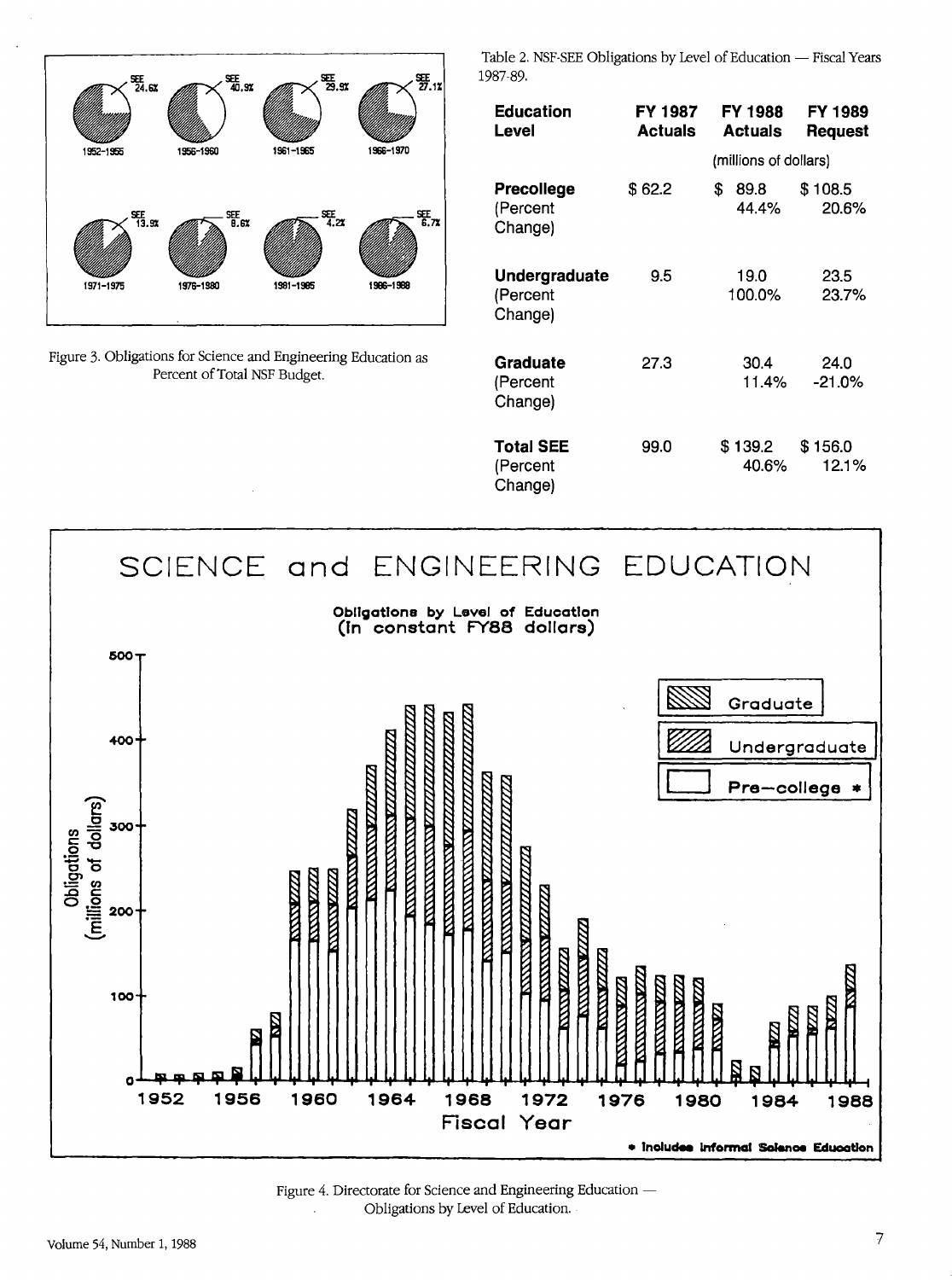Figure 3. Obligations for Science and Engineering Education as Percent of Total NSF Budget.

Table 2. NSF-SEE Obligations by Level of Education — Fiscal Years 1987-89.

| Education Level | FY 1987 Actuals | FY 1988 Actuals | FY 1989 Request |
|---|---|---|---|
| | (millions of dollars) | | |
| **Precollege** | $ 62.2 | $ 89.8 | $ 108.5 |
| (Percent Change) | | 44.4% | 20.6% |
| **Undergraduate** | 9.5 | 19.0 | 23.5 |
| (Percent Change) | | 100.0% | 23.7% |
| **Graduate** | 27.3 | 30.4 | 24.0 |
| (Percent Change) | | 11.4% | -21.0% |
| **Total SEE** | 99.0 | $ 139.2 | $ 156.0 |
| (Percent Change) | | 40.6% | 12.1% |

Figure 4. Directorate for Science and Engineering Education — Obligations by Level of Education.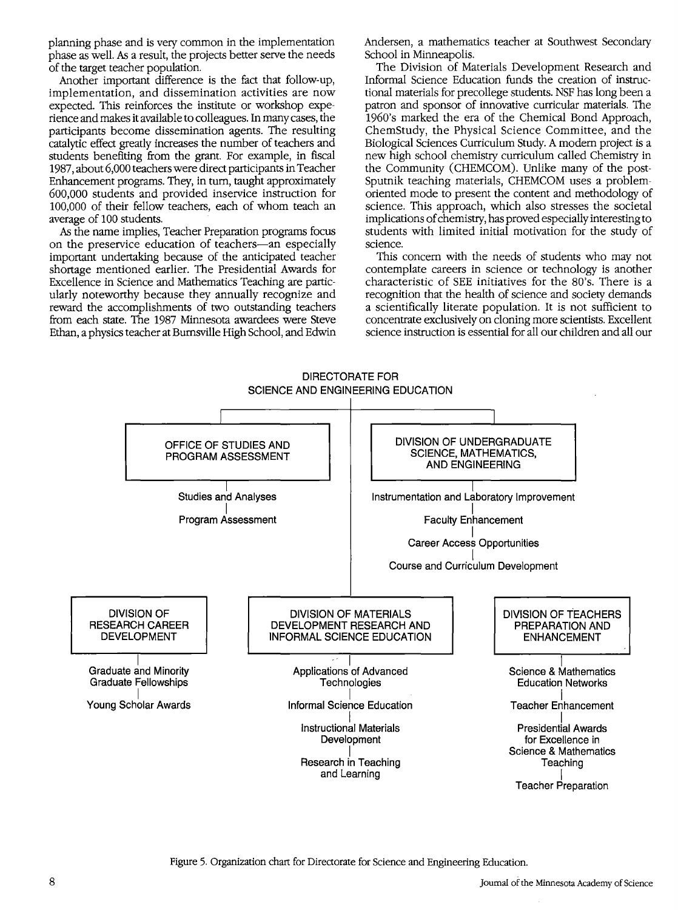planning phase and is very common in the implementation phase as well. As a result, the projects better serve the needs of the target teacher population.

Another important difference is the fact that follow-up, implementation, and dissemination activities are now expected. This reinforces the institute or workshop experience and makes it available to colleagues. In many cases, the participants become dissemination agents. The resulting catalytic effect greatly increases the number of teachers and students benefiting from the grant. For example, in fiscal 1987, about 6,000 teachers were direct participants in Teacher Enhancement programs. They, in turn, taught approximately 600,000 students and provided inservice instruction for 100,000 of their fellow teachers, each of whom teach an average of 100 students.

As the name implies, Teacher Preparation programs focus on the preservice education of teachers—an especially important undertaking because of the anticipated teacher shortage mentioned earlier. The Presidential Awards for Excellence in Science and Mathematics Teaching are particularly noteworthy because they annually recognize and reward the accomplishments of two outstanding teachers from each state. The 1987 Minnesota awardees were Steve Ethan, a physics teacher at Burnsville High School, and Edwin Andersen, a mathematics teacher at Southwest Secondary School in Minneapolis.

The Division of Materials Development Research and Informal Science Education funds the creation of instructional materials for precollege students. NSF has long been a patron and sponsor of innovative curricular materials. The 1960's marked the era of the Chemical Bond Approach, ChemStudy, the Physical Science Committee, and the Biological Sciences Curriculum Study. A modern project is a new high school chemistry curriculum called Chemistry in the Community (CHEMCOM). Unlike many of the post-Sputnik teaching materials, CHEMCOM uses a problem-oriented mode to present the content and methodology of science. This approach, which also stresses the societal implications of chemistry, has proved especially interesting to students with limited initial motivation for the study of science.

This concern with the needs of students who may not contemplate careers in science or technology is another characteristic of SEE initiatives for the 80's. There is a recognition that the health of science and society demands a scientifically literate population. It is not sufficient to concentrate exclusively on cloning more scientists. Excellent science instruction is essential for all our children and all our

DIRECTORATE FOR SCIENCE AND ENGINEERING EDUCATION

- OFFICE OF STUDIES AND PROGRAM ASSESSMENT
  - Studies and Analyses
  - Program Assessment
- DIVISION OF UNDERGRADUATE SCIENCE, MATHEMATICS, AND ENGINEERING
  - Instrumentation and Laboratory Improvement
  - Faculty Enhancement
  - Career Access Opportunities
  - Course and Curriculum Development
- DIVISION OF RESEARCH CAREER DEVELOPMENT
  - Graduate and Minority Graduate Fellowships
  - Young Scholar Awards
- DIVISION OF MATERIALS DEVELOPMENT RESEARCH AND INFORMAL SCIENCE EDUCATION
  - Applications of Advanced Technologies
  - Informal Science Education
  - Instructional Materials Development
  - Research in Teaching and Learning
- DIVISION OF TEACHERS PREPARATION AND ENHANCEMENT
  - Science & Mathematics Education Networks
  - Teacher Enhancement
  - Presidential Awards for Excellence in Science & Mathematics Teaching
  - Teacher Preparation

Figure 5. Organization chart for Directorate for Science and Engineering Education.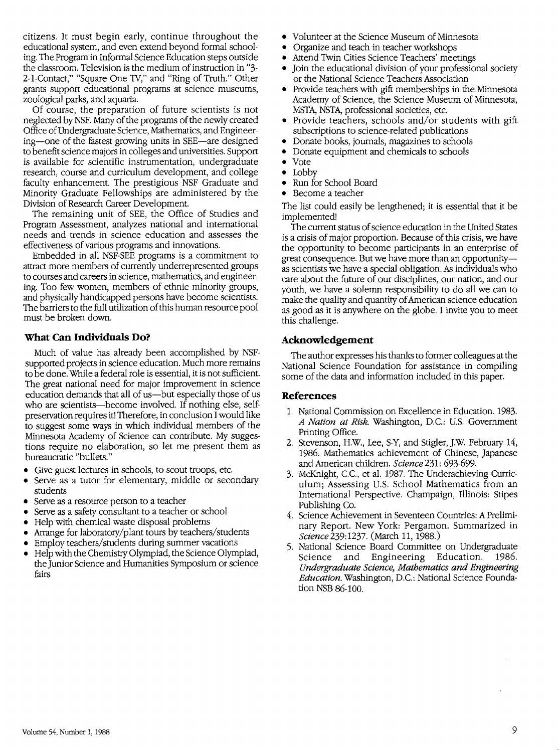citizens. It must begin early, continue throughout the educational system, and even extend beyond formal schooling. The Program in Informal Science Education steps outside the classroom. Television is the medium of instruction in "3-2-1-Contact," "Square One TV," and "Ring of Truth." Other grants support educational programs at science museums, zoological parks, and aquaria.

Of course, the preparation of future scientists is not neglected by NSF. Many of the programs of the newly created Office of Undergraduate Science, Mathematics, and Engineering—one of the fastest growing units in SEE—are designed to benefit science majors in colleges and universities. Support is available for scientific instrumentation, undergraduate research, course and curriculum development, and college faculty enhancement. The prestigious NSF Graduate and Minority Graduate Fellowships are administered by the Division of Research Career Development.

The remaining unit of SEE, the Office of Studies and Program Assessment, analyzes national and international needs and trends in science education and assesses the effectiveness of various programs and innovations.

Embedded in all NSF-SEE programs is a commitment to attract more members of currently underrepresented groups to courses and careers in science, mathematics, and engineering. Too few women, members of ethnic minority groups, and physically handicapped persons have become scientists. The barriers to the full utilization of this human resource pool must be broken down.

### What Can Individuals Do?

Much of value has already been accomplished by NSF-supported projects in science education. Much more remains to be done. While a federal role is essential, it is not sufficient. The great national need for major improvement in science education demands that all of us—but especially those of us who are scientists—become involved. If nothing else, self-preservation requires it! Therefore, in conclusion I would like to suggest some ways in which individual members of the Minnesota Academy of Science can contribute. My suggestions require no elaboration, so let me present them as bureaucratic "bullets."

- Give guest lectures in schools, to scout troops, etc.
- Serve as a tutor for elementary, middle or secondary students
- Serve as a resource person to a teacher
- Serve as a safety consultant to a teacher or school
- Help with chemical waste disposal problems
- Arrange for laboratory/plant tours by teachers/students
- Employ teachers/students during summer vacations
- Help with the Chemistry Olympiad, the Science Olympiad, the Junior Science and Humanities Symposium or science fairs
- Volunteer at the Science Museum of Minnesota
- Organize and teach in teacher workshops
- Attend Twin Cities Science Teachers' meetings
- Join the educational division of your professional society or the National Science Teachers Association
- Provide teachers with gift memberships in the Minnesota Academy of Science, the Science Museum of Minnesota, MSTA, NSTA, professional societies, etc.
- Provide teachers, schools and/or students with gift subscriptions to science-related publications
- Donate books, journals, magazines to schools
- Donate equipment and chemicals to schools
- Vote
- Lobby
- Run for School Board
- Become a teacher

The list could easily be lengthened; it is essential that it be implemented!

The current status of science education in the United States is a crisis of major proportion. Because of this crisis, we have the opportunity to become participants in an enterprise of great consequence. But we have more than an opportunity—as scientists we have a special obligation. As individuals who care about the future of our disciplines, our nation, and our youth, we have a solemn responsibility to do all we can to make the quality and quantity of American science education as good as it is anywhere on the globe. I invite you to meet this challenge.

### Acknowledgement

The author expresses his thanks to former colleagues at the National Science Foundation for assistance in compiling some of the data and information included in this paper.

### References

1. National Commission on Excellence in Education. 1983. *A Nation at Risk.* Washington, D.C.: U.S. Government Printing Office.
2. Stevenson, H.W., Lee, S-Y, and Stigler, J.W. February 14, 1986. Mathematics achievement of Chinese, Japanese and American children. *Science* 231: 693-699.
3. McKnight, C.C., et al. 1987. The Underachieving Curriculum; Assessing U.S. School Mathematics from an International Perspective. Champaign, Illinois: Stipes Publishing Co.
4. Science Achievement in Seventeen Countries: A Preliminary Report. New York: Pergamon. Summarized in *Science* 239:1237. (March 11, 1988.)
5. National Science Board Committee on Undergraduate Science and Engineering Education. 1986. *Undergraduate Science, Mathematics and Engineering Education.* Washington, D.C.: National Science Foundation NSB 86-100.